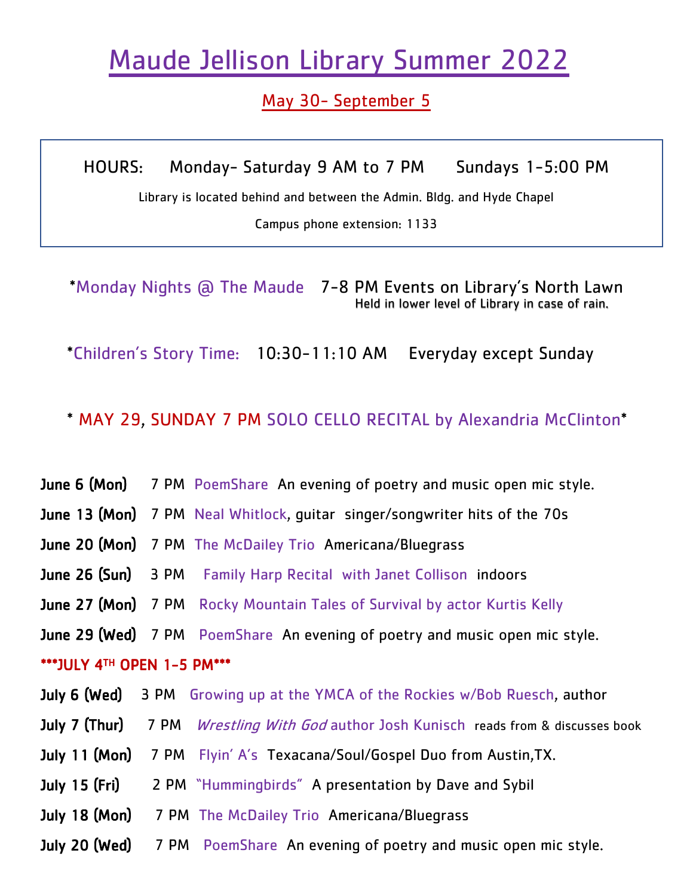# Maude Jellison Library Summer 2022

## May 30- September 5

HOURS: Monday- Saturday 9 AM to 7 PM Sundays 1-5:00 PM

Library is located behind and between the Admin. Bldg. and Hyde Chapel

Campus phone extension: 1133

*Monday Nights @ The Maude 7-8 PM Events on Library's North Lawn
Held in lower level of Library in case of rain.

*Children's Story Time: 10:30-11:10 AM Everyday except Sunday

* MAY 29, SUNDAY 7 PM SOLO CELLO RECITAL by Alexandria McClinton*

**June 6 (Mon)** 7 PM PoemShare An evening of poetry and music open mic style.

**June 13 (Mon)** 7 PM Neal Whitlock, guitar singer/songwriter hits of the 70s

**June 20 (Mon)** 7 PM The McDailey Trio Americana/Bluegrass

**June 26 (Sun)** 3 PM Family Harp Recital with Janet Collison indoors

**June 27 (Mon)** 7 PM Rocky Mountain Tales of Survival by actor Kurtis Kelly

**June 29 (Wed)** 7 PM PoemShare An evening of poetry and music open mic style.

**\*\*\*JULY 4TH OPEN 1-5 PM\*\*\***

**July 6 (Wed)** 3 PM Growing up at the YMCA of the Rockies w/Bob Ruesch, author

**July 7 (Thur)** 7 PM *Wrestling With God* author Josh Kunisch reads from & discusses book

**July 11 (Mon)** 7 PM Flyin' A's Texacana/Soul/Gospel Duo from Austin,TX.

**July 15 (Fri)** 2 PM "Hummingbirds" A presentation by Dave and Sybil

**July 18 (Mon)** 7 PM The McDailey Trio Americana/Bluegrass

**July 20 (Wed)** 7 PM PoemShare An evening of poetry and music open mic style.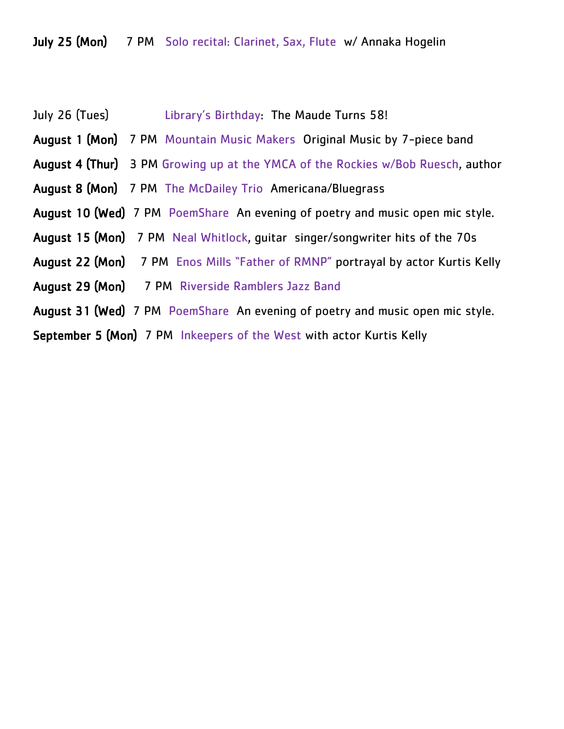**July 25 (Mon)** 7 PM Solo recital: Clarinet, Sax, Flute w/ Annaka Hogelin

July 26 (Tues) Library's Birthday: The Maude Turns 58!

**August 1 (Mon)** 7 PM Mountain Music Makers Original Music by 7-piece band

**August 4 (Thur)** 3 PM Growing up at the YMCA of the Rockies w/Bob Ruesch, author

**August 8 (Mon)** 7 PM The McDailey Trio Americana/Bluegrass

**August 10 (Wed)** 7 PM PoemShare An evening of poetry and music open mic style.

**August 15 (Mon)** 7 PM Neal Whitlock, guitar singer/songwriter hits of the 70s

**August 22 (Mon)** 7 PM Enos Mills "Father of RMNP" portrayal by actor Kurtis Kelly

**August 29 (Mon)** 7 PM Riverside Ramblers Jazz Band

**August 31 (Wed)** 7 PM PoemShare An evening of poetry and music open mic style.

**September 5 (Mon)** 7 PM Inkeepers of the West with actor Kurtis Kelly